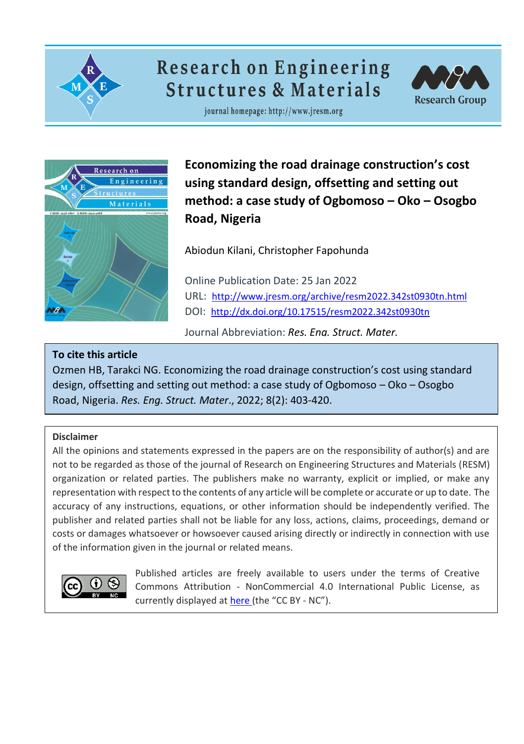Research on Engineering Structures & Materials

journal homepage: http://www.jresm.org

# Economizing the road drainage construction's cost using standard design, offsetting and setting out method: a case study of Ogbomoso – Oko – Osogbo Road, Nigeria

Abiodun Kilani, Christopher Fapohunda

Online Publication Date: 25 Jan 2022

URL: http://www.jresm.org/archive/resm2022.342st0930tn.html

DOI: http://dx.doi.org/10.17515/resm2022.342st0930tn

Journal Abbreviation: *Res. Eng. Struct. Mater.*

**To cite this article**

Ozmen HB, Tarakci NG. Economizing the road drainage construction's cost using standard design, offsetting and setting out method: a case study of Ogbomoso – Oko – Osogbo Road, Nigeria. *Res. Eng. Struct. Mater*., 2022; 8(2): 403-420.

**Disclaimer**

All the opinions and statements expressed in the papers are on the responsibility of author(s) and are not to be regarded as those of the journal of Research on Engineering Structures and Materials (RESM) organization or related parties. The publishers make no warranty, explicit or implied, or make any representation with respect to the contents of any article will be complete or accurate or up to date. The accuracy of any instructions, equations, or other information should be independently verified. The publisher and related parties shall not be liable for any loss, actions, claims, proceedings, demand or costs or damages whatsoever or howsoever caused arising directly or indirectly in connection with use of the information given in the journal or related means.

Published articles are freely available to users under the terms of Creative Commons Attribution - NonCommercial 4.0 International Public License, as currently displayed at here (the "CC BY - NC").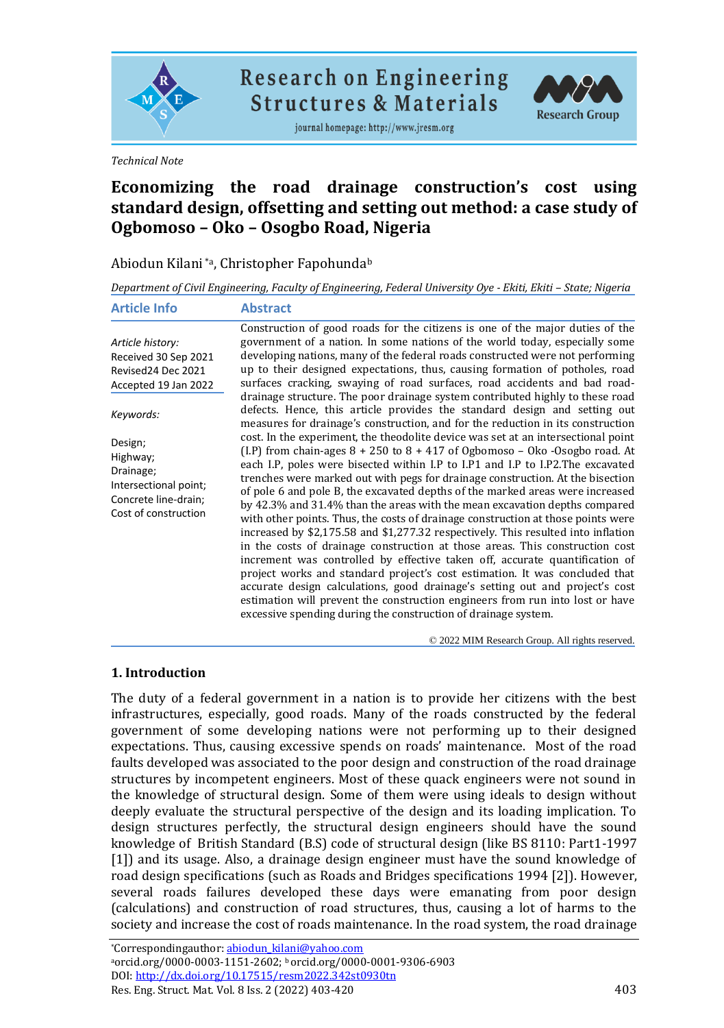Technical Note

# Economizing the road drainage construction's cost using standard design, offsetting and setting out method: a case study of Ogbomoso – Oko – Osogbo Road, Nigeria

Abiodun Kilani *[a], Christopher Fapohunda[b]

*Department of Civil Engineering, Faculty of Engineering, Federal University Oye - Ekiti, Ekiti – State; Nigeria*

| Article Info | Abstract |
|---|---|
| *Article history:*<br>Received 30 Sep 2021<br>Revised24 Dec 2021<br>Accepted 19 Jan 2022<br><br>*Keywords:*<br><br>Design;<br>Highway;<br>Drainage;<br>Intersectional point;<br>Concrete line-drain;<br>Cost of construction | Construction of good roads for the citizens is one of the major duties of the government of a nation. In some nations of the world today, especially some developing nations, many of the federal roads constructed were not performing up to their designed expectations, thus, causing formation of potholes, road surfaces cracking, swaying of road surfaces, road accidents and bad road-drainage structure. The poor drainage system contributed highly to these road defects. Hence, this article provides the standard design and setting out measures for drainage's construction, and for the reduction in its construction cost. In the experiment, the theodolite device was set at an intersectional point (I.P) from chain-ages 8 + 250 to 8 + 417 of Ogbomoso – Oko -Osogbo road. At each I.P, poles were bisected within I.P to I.P1 and I.P to I.P2.The excavated trenches were marked out with pegs for drainage construction. At the bisection of pole 6 and pole B, the excavated depths of the marked areas were increased by 42.3% and 31.4% than the areas with the mean excavation depths compared with other points. Thus, the costs of drainage construction at those points were increased by $2,175.58 and $1,277.32 respectively. This resulted into inflation in the costs of drainage construction at those areas. This construction cost increment was controlled by effective taken off, accurate quantification of project works and standard project's cost estimation. It was concluded that accurate design calculations, good drainage's setting out and project's cost estimation will prevent the construction engineers from run into lost or have excessive spending during the construction of drainage system. |

© 2022 MIM Research Group. All rights reserved.

## 1. Introduction

The duty of a federal government in a nation is to provide her citizens with the best infrastructures, especially, good roads. Many of the roads constructed by the federal government of some developing nations were not performing up to their designed expectations. Thus, causing excessive spends on roads' maintenance. Most of the road faults developed was associated to the poor design and construction of the road drainage structures by incompetent engineers. Most of these quack engineers were not sound in the knowledge of structural design. Some of them were using ideals to design without deeply evaluate the structural perspective of the design and its loading implication. To design structures perfectly, the structural design engineers should have the sound knowledge of British Standard (B.S) code of structural design (like BS 8110: Part1-1997 [1]) and its usage. Also, a drainage design engineer must have the sound knowledge of road design specifications (such as Roads and Bridges specifications 1994 [2]). However, several roads failures developed these days were emanating from poor design (calculations) and construction of road structures, thus, causing a lot of harms to the society and increase the cost of roads maintenance. In the road system, the road drainage

*Correspondingauthor: abiodun_kilani@yahoo.com
[a]orcid.org/0000-0003-1151-2602; [b]orcid.org/0000-0001-9306-6903
DOI: http://dx.doi.org/10.17515/resm2022.342st0930tn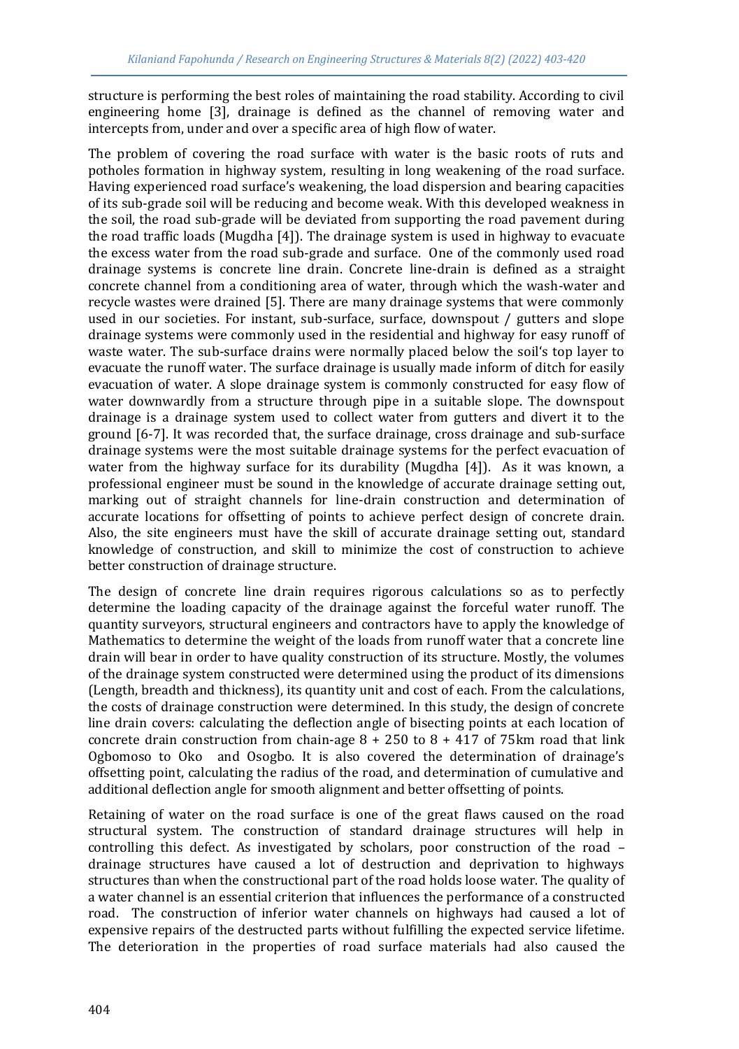structure is performing the best roles of maintaining the road stability. According to civil engineering home [3], drainage is defined as the channel of removing water and intercepts from, under and over a specific area of high flow of water.

The problem of covering the road surface with water is the basic roots of ruts and potholes formation in highway system, resulting in long weakening of the road surface. Having experienced road surface's weakening, the load dispersion and bearing capacities of its sub-grade soil will be reducing and become weak. With this developed weakness in the soil, the road sub-grade will be deviated from supporting the road pavement during the road traffic loads (Mugdha [4]). The drainage system is used in highway to evacuate the excess water from the road sub-grade and surface. One of the commonly used road drainage systems is concrete line drain. Concrete line-drain is defined as a straight concrete channel from a conditioning area of water, through which the wash-water and recycle wastes were drained [5]. There are many drainage systems that were commonly used in our societies. For instant, sub-surface, surface, downspout / gutters and slope drainage systems were commonly used in the residential and highway for easy runoff of waste water. The sub-surface drains were normally placed below the soil's top layer to evacuate the runoff water. The surface drainage is usually made inform of ditch for easily evacuation of water. A slope drainage system is commonly constructed for easy flow of water downwardly from a structure through pipe in a suitable slope. The downspout drainage is a drainage system used to collect water from gutters and divert it to the ground [6-7]. It was recorded that, the surface drainage, cross drainage and sub-surface drainage systems were the most suitable drainage systems for the perfect evacuation of water from the highway surface for its durability (Mugdha [4]). As it was known, a professional engineer must be sound in the knowledge of accurate drainage setting out, marking out of straight channels for line-drain construction and determination of accurate locations for offsetting of points to achieve perfect design of concrete drain. Also, the site engineers must have the skill of accurate drainage setting out, standard knowledge of construction, and skill to minimize the cost of construction to achieve better construction of drainage structure.

The design of concrete line drain requires rigorous calculations so as to perfectly determine the loading capacity of the drainage against the forceful water runoff. The quantity surveyors, structural engineers and contractors have to apply the knowledge of Mathematics to determine the weight of the loads from runoff water that a concrete line drain will bear in order to have quality construction of its structure. Mostly, the volumes of the drainage system constructed were determined using the product of its dimensions (Length, breadth and thickness), its quantity unit and cost of each. From the calculations, the costs of drainage construction were determined. In this study, the design of concrete line drain covers: calculating the deflection angle of bisecting points at each location of concrete drain construction from chain-age 8 + 250 to 8 + 417 of 75km road that link Ogbomoso to Oko and Osogbo. It is also covered the determination of drainage's offsetting point, calculating the radius of the road, and determination of cumulative and additional deflection angle for smooth alignment and better offsetting of points.

Retaining of water on the road surface is one of the great flaws caused on the road structural system. The construction of standard drainage structures will help in controlling this defect. As investigated by scholars, poor construction of the road – drainage structures have caused a lot of destruction and deprivation to highways structures than when the constructional part of the road holds loose water. The quality of a water channel is an essential criterion that influences the performance of a constructed road. The construction of inferior water channels on highways had caused a lot of expensive repairs of the destructed parts without fulfilling the expected service lifetime. The deterioration in the properties of road surface materials had also caused the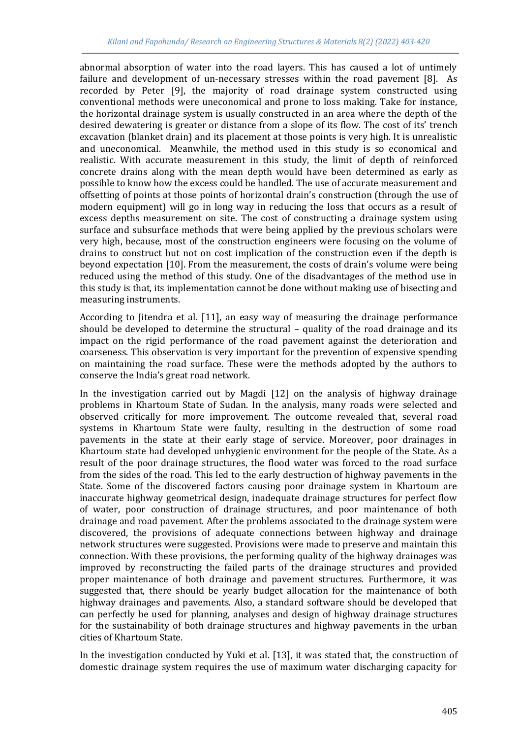abnormal absorption of water into the road layers. This has caused a lot of untimely failure and development of un-necessary stresses within the road pavement [8]. As recorded by Peter [9], the majority of road drainage system constructed using conventional methods were uneconomical and prone to loss making. Take for instance, the horizontal drainage system is usually constructed in an area where the depth of the desired dewatering is greater or distance from a slope of its flow. The cost of its' trench excavation (blanket drain) and its placement at those points is very high. It is unrealistic and uneconomical. Meanwhile, the method used in this study is so economical and realistic. With accurate measurement in this study, the limit of depth of reinforced concrete drains along with the mean depth would have been determined as early as possible to know how the excess could be handled. The use of accurate measurement and offsetting of points at those points of horizontal drain's construction (through the use of modern equipment) will go in long way in reducing the loss that occurs as a result of excess depths measurement on site. The cost of constructing a drainage system using surface and subsurface methods that were being applied by the previous scholars were very high, because, most of the construction engineers were focusing on the volume of drains to construct but not on cost implication of the construction even if the depth is beyond expectation [10]. From the measurement, the costs of drain's volume were being reduced using the method of this study. One of the disadvantages of the method use in this study is that, its implementation cannot be done without making use of bisecting and measuring instruments.

According to Jitendra et al. [11], an easy way of measuring the drainage performance should be developed to determine the structural – quality of the road drainage and its impact on the rigid performance of the road pavement against the deterioration and coarseness. This observation is very important for the prevention of expensive spending on maintaining the road surface. These were the methods adopted by the authors to conserve the India's great road network.

In the investigation carried out by Magdi [12] on the analysis of highway drainage problems in Khartoum State of Sudan. In the analysis, many roads were selected and observed critically for more improvement. The outcome revealed that, several road systems in Khartoum State were faulty, resulting in the destruction of some road pavements in the state at their early stage of service. Moreover, poor drainages in Khartoum state had developed unhygienic environment for the people of the State. As a result of the poor drainage structures, the flood water was forced to the road surface from the sides of the road. This led to the early destruction of highway pavements in the State. Some of the discovered factors causing poor drainage system in Khartoum are inaccurate highway geometrical design, inadequate drainage structures for perfect flow of water, poor construction of drainage structures, and poor maintenance of both drainage and road pavement. After the problems associated to the drainage system were discovered, the provisions of adequate connections between highway and drainage network structures were suggested. Provisions were made to preserve and maintain this connection. With these provisions, the performing quality of the highway drainages was improved by reconstructing the failed parts of the drainage structures and provided proper maintenance of both drainage and pavement structures. Furthermore, it was suggested that, there should be yearly budget allocation for the maintenance of both highway drainages and pavements. Also, a standard software should be developed that can perfectly be used for planning, analyses and design of highway drainage structures for the sustainability of both drainage structures and highway pavements in the urban cities of Khartoum State.

In the investigation conducted by Yuki et al. [13], it was stated that, the construction of domestic drainage system requires the use of maximum water discharging capacity for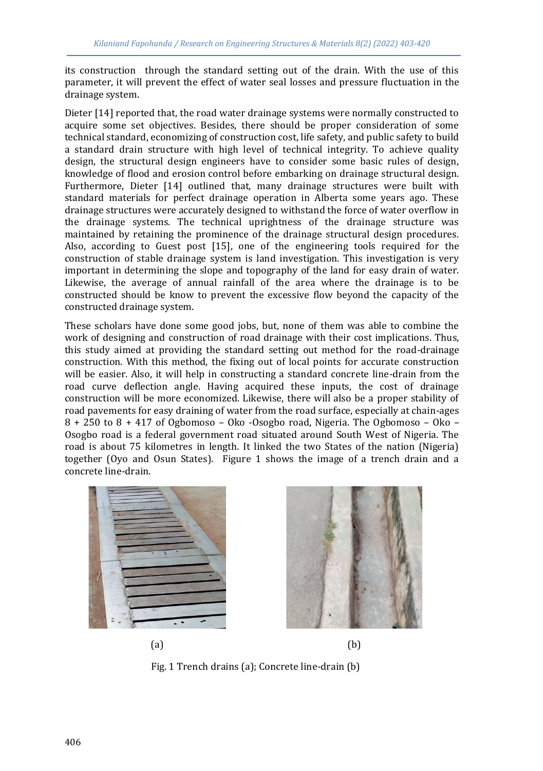its construction through the standard setting out of the drain. With the use of this parameter, it will prevent the effect of water seal losses and pressure fluctuation in the drainage system.

Dieter [14] reported that, the road water drainage systems were normally constructed to acquire some set objectives. Besides, there should be proper consideration of some technical standard, economizing of construction cost, life safety, and public safety to build a standard drain structure with high level of technical integrity. To achieve quality design, the structural design engineers have to consider some basic rules of design, knowledge of flood and erosion control before embarking on drainage structural design. Furthermore, Dieter [14] outlined that, many drainage structures were built with standard materials for perfect drainage operation in Alberta some years ago. These drainage structures were accurately designed to withstand the force of water overflow in the drainage systems. The technical uprightness of the drainage structure was maintained by retaining the prominence of the drainage structural design procedures. Also, according to Guest post [15], one of the engineering tools required for the construction of stable drainage system is land investigation. This investigation is very important in determining the slope and topography of the land for easy drain of water. Likewise, the average of annual rainfall of the area where the drainage is to be constructed should be know to prevent the excessive flow beyond the capacity of the constructed drainage system.

These scholars have done some good jobs, but, none of them was able to combine the work of designing and construction of road drainage with their cost implications. Thus, this study aimed at providing the standard setting out method for the road-drainage construction. With this method, the fixing out of local points for accurate construction will be easier. Also, it will help in constructing a standard concrete line-drain from the road curve deflection angle. Having acquired these inputs, the cost of drainage construction will be more economized. Likewise, there will also be a proper stability of road pavements for easy draining of water from the road surface, especially at chain-ages 8 + 250 to 8 + 417 of Ogbomoso – Oko -Osogbo road, Nigeria. The Ogbomoso – Oko – Osogbo road is a federal government road situated around South West of Nigeria. The road is about 75 kilometres in length. It linked the two States of the nation (Nigeria) together (Oyo and Osun States). Figure 1 shows the image of a trench drain and a concrete line-drain.

(a) (b)

Fig. 1 Trench drains (a); Concrete line-drain (b)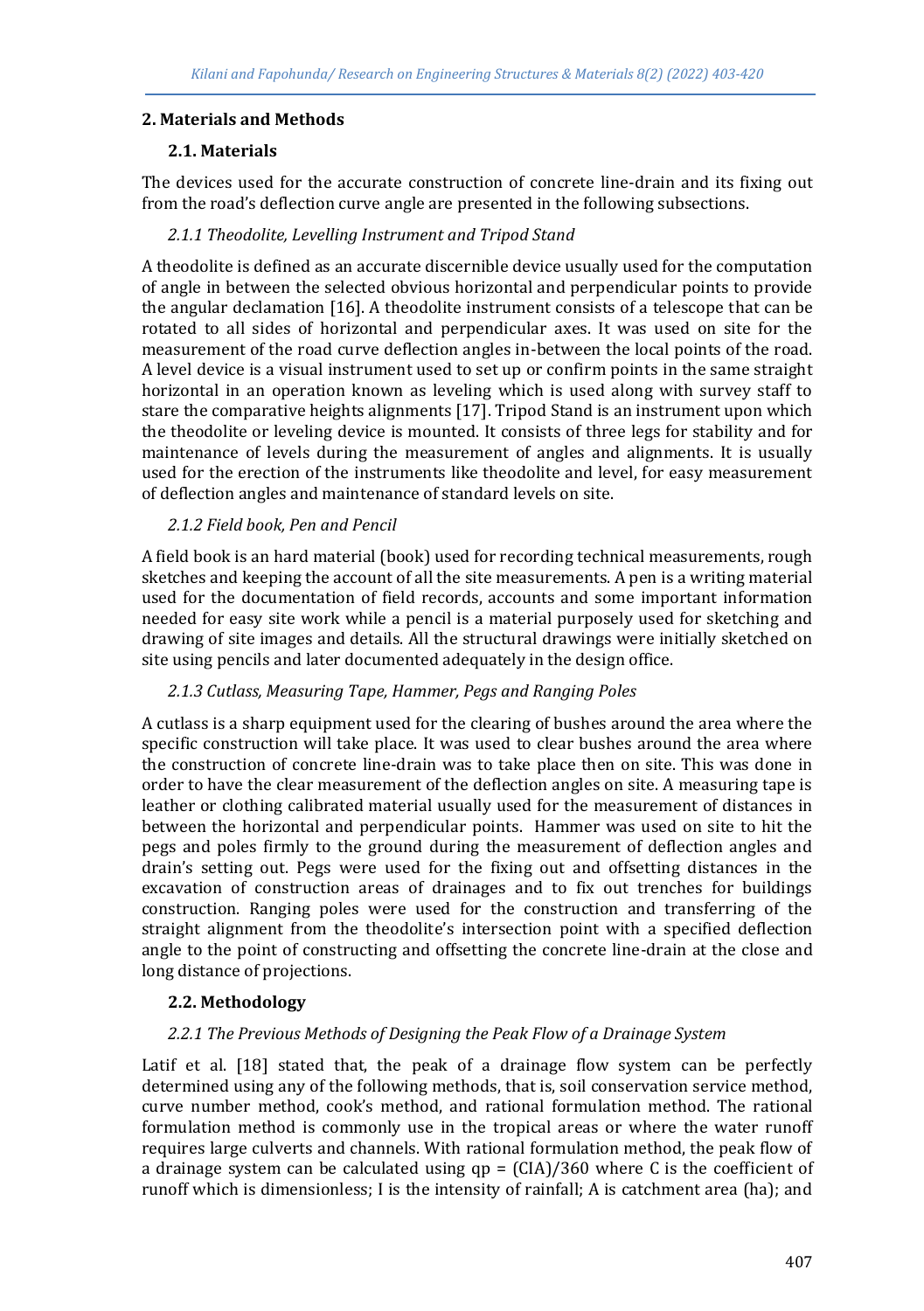## 2. Materials and Methods

### 2.1. Materials

The devices used for the accurate construction of concrete line-drain and its fixing out from the road's deflection curve angle are presented in the following subsections.

#### *2.1.1 Theodolite, Levelling Instrument and Tripod Stand*

A theodolite is defined as an accurate discernible device usually used for the computation of angle in between the selected obvious horizontal and perpendicular points to provide the angular declamation [16]. A theodolite instrument consists of a telescope that can be rotated to all sides of horizontal and perpendicular axes. It was used on site for the measurement of the road curve deflection angles in-between the local points of the road. A level device is a visual instrument used to set up or confirm points in the same straight horizontal in an operation known as leveling which is used along with survey staff to stare the comparative heights alignments [17]. Tripod Stand is an instrument upon which the theodolite or leveling device is mounted. It consists of three legs for stability and for maintenance of levels during the measurement of angles and alignments. It is usually used for the erection of the instruments like theodolite and level, for easy measurement of deflection angles and maintenance of standard levels on site.

#### *2.1.2 Field book, Pen and Pencil*

A field book is an hard material (book) used for recording technical measurements, rough sketches and keeping the account of all the site measurements. A pen is a writing material used for the documentation of field records, accounts and some important information needed for easy site work while a pencil is a material purposely used for sketching and drawing of site images and details. All the structural drawings were initially sketched on site using pencils and later documented adequately in the design office.

#### *2.1.3 Cutlass, Measuring Tape, Hammer, Pegs and Ranging Poles*

A cutlass is a sharp equipment used for the clearing of bushes around the area where the specific construction will take place. It was used to clear bushes around the area where the construction of concrete line-drain was to take place then on site. This was done in order to have the clear measurement of the deflection angles on site. A measuring tape is leather or clothing calibrated material usually used for the measurement of distances in between the horizontal and perpendicular points. Hammer was used on site to hit the pegs and poles firmly to the ground during the measurement of deflection angles and drain's setting out. Pegs were used for the fixing out and offsetting distances in the excavation of construction areas of drainages and to fix out trenches for buildings construction. Ranging poles were used for the construction and transferring of the straight alignment from the theodolite's intersection point with a specified deflection angle to the point of constructing and offsetting the concrete line-drain at the close and long distance of projections.

### 2.2. Methodology

#### *2.2.1 The Previous Methods of Designing the Peak Flow of a Drainage System*

Latif et al. [18] stated that, the peak of a drainage flow system can be perfectly determined using any of the following methods, that is, soil conservation service method, curve number method, cook's method, and rational formulation method. The rational formulation method is commonly use in the tropical areas or where the water runoff requires large culverts and channels. With rational formulation method, the peak flow of a drainage system can be calculated using $qp = (CIA)/360$ where C is the coefficient of runoff which is dimensionless; I is the intensity of rainfall; A is catchment area (ha); and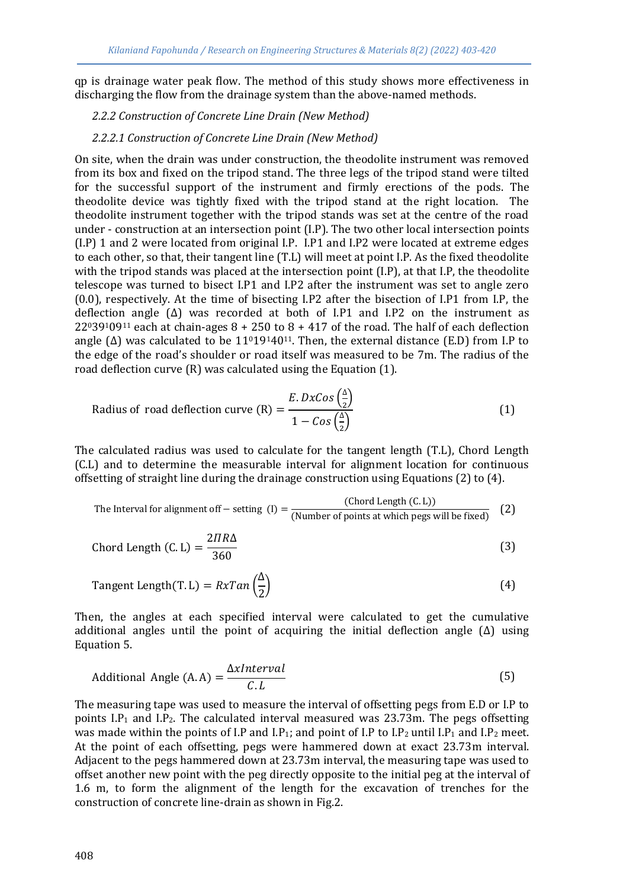qp is drainage water peak flow. The method of this study shows more effectiveness in discharging the flow from the drainage system than the above-named methods.

### *2.2.2 Construction of Concrete Line Drain (New Method)*

#### *2.2.2.1 Construction of Concrete Line Drain (New Method)*

On site, when the drain was under construction, the theodolite instrument was removed from its box and fixed on the tripod stand. The three legs of the tripod stand were tilted for the successful support of the instrument and firmly erections of the pods. The theodolite device was tightly fixed with the tripod stand at the right location. The theodolite instrument together with the tripod stands was set at the centre of the road under - construction at an intersection point (I.P). The two other local intersection points (I.P) 1 and 2 were located from original I.P. I.P1 and I.P2 were located at extreme edges to each other, so that, their tangent line (T.L) will meet at point I.P. As the fixed theodolite with the tripod stands was placed at the intersection point (I.P), at that I.P, the theodolite telescope was turned to bisect I.P1 and I.P2 after the instrument was set to angle zero (0.0), respectively. At the time of bisecting I.P2 after the bisection of I.P1 from I.P, the deflection angle (Δ) was recorded at both of I.P1 and I.P2 on the instrument as $22^{0}39^{1}09^{11}$ each at chain-ages 8 + 250 to 8 + 417 of the road. The half of each deflection angle (Δ) was calculated to be $11^{0}19^{1}40^{11}$. Then, the external distance (E.D) from I.P to the edge of the road's shoulder or road itself was measured to be 7m. The radius of the road deflection curve (R) was calculated using the Equation (1).

$$\text{Radius of road deflection curve (R)} = \frac{E.\,Dx Cos\left(\frac{\Delta}{2}\right)}{1 - Cos\left(\frac{\Delta}{2}\right)} \tag{1}$$

The calculated radius was used to calculate for the tangent length (T.L), Chord Length (C.L) and to determine the measurable interval for alignment location for continuous offsetting of straight line during the drainage construction using Equations (2) to (4).

$$\text{The Interval for alignment off} - \text{setting (I)} = \frac{\text{(Chord Length (C. L))}}{\text{(Number of points at which pegs will be fixed)}} \tag{2}$$

$$\text{Chord Length (C. L)} = \frac{2\Pi R\Delta}{360} \tag{3}$$

$$\text{Tangent Length(T. L)} = Rx Tan\left(\frac{\Delta}{2}\right) \tag{4}$$

Then, the angles at each specified interval were calculated to get the cumulative additional angles until the point of acquiring the initial deflection angle (Δ) using Equation 5.

$$\text{Additional Angle (A. A)} = \frac{\Delta x Interval}{C.L} \tag{5}$$

The measuring tape was used to measure the interval of offsetting pegs from E.D or I.P to points $I.P_1$ and $I.P_2$. The calculated interval measured was 23.73m. The pegs offsetting was made within the points of I.P and $I.P_1$; and point of I.P to $I.P_2$ until $I.P_1$ and $I.P_2$ meet. At the point of each offsetting, pegs were hammered down at exact 23.73m interval. Adjacent to the pegs hammered down at 23.73m interval, the measuring tape was used to offset another new point with the peg directly opposite to the initial peg at the interval of 1.6 m, to form the alignment of the length for the excavation of trenches for the construction of concrete line-drain as shown in Fig.2.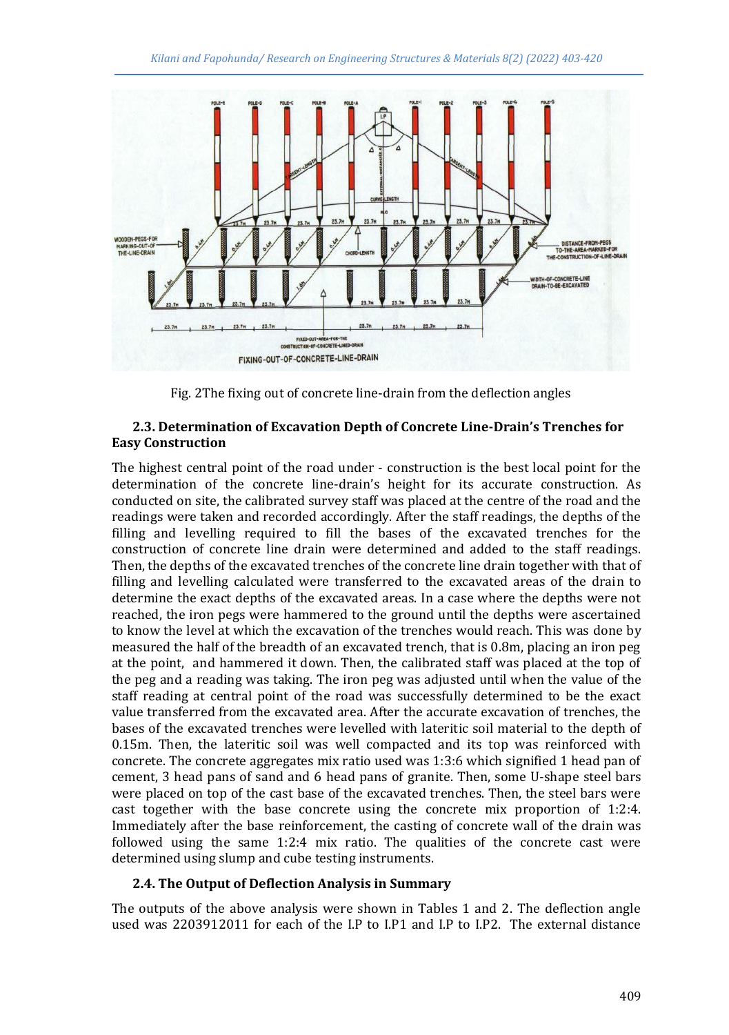Fig. 2The fixing out of concrete line-drain from the deflection angles

### 2.3. Determination of Excavation Depth of Concrete Line-Drain's Trenches for Easy Construction

The highest central point of the road under - construction is the best local point for the determination of the concrete line-drain's height for its accurate construction. As conducted on site, the calibrated survey staff was placed at the centre of the road and the readings were taken and recorded accordingly. After the staff readings, the depths of the filling and levelling required to fill the bases of the excavated trenches for the construction of concrete line drain were determined and added to the staff readings. Then, the depths of the excavated trenches of the concrete line drain together with that of filling and levelling calculated were transferred to the excavated areas of the drain to determine the exact depths of the excavated areas. In a case where the depths were not reached, the iron pegs were hammered to the ground until the depths were ascertained to know the level at which the excavation of the trenches would reach. This was done by measured the half of the breadth of an excavated trench, that is 0.8m, placing an iron peg at the point, and hammered it down. Then, the calibrated staff was placed at the top of the peg and a reading was taking. The iron peg was adjusted until when the value of the staff reading at central point of the road was successfully determined to be the exact value transferred from the excavated area. After the accurate excavation of trenches, the bases of the excavated trenches were levelled with lateritic soil material to the depth of 0.15m. Then, the lateritic soil was well compacted and its top was reinforced with concrete. The concrete aggregates mix ratio used was 1:3:6 which signified 1 head pan of cement, 3 head pans of sand and 6 head pans of granite. Then, some U-shape steel bars were placed on top of the cast base of the excavated trenches. Then, the steel bars were cast together with the base concrete using the concrete mix proportion of 1:2:4. Immediately after the base reinforcement, the casting of concrete wall of the drain was followed using the same 1:2:4 mix ratio. The qualities of the concrete cast were determined using slump and cube testing instruments.

### 2.4. The Output of Deflection Analysis in Summary

The outputs of the above analysis were shown in Tables 1 and 2. The deflection angle used was 2203912011 for each of the I.P to I.P1 and I.P to I.P2. The external distance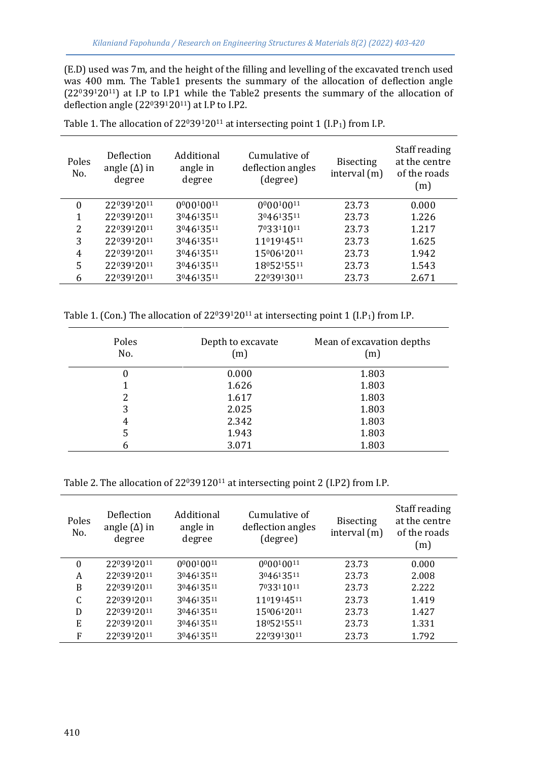(E.D) used was 7m, and the height of the filling and levelling of the excavated trench used was 400 mm. The Table1 presents the summary of the allocation of deflection angle ($22^0 39^1 20^{11}$) at I.P to I.P1 while the Table2 presents the summary of the allocation of deflection angle ($22^0 39^1 20^{11}$) at I.P to I.P2.

Table 1. The allocation of $22^0 39^1 20^{11}$ at intersecting point 1 (I.P$_1$) from I.P.

| Poles No. | Deflection angle (Δ) in degree | Additional angle in degree | Cumulative of deflection angles (degree) | Bisecting interval (m) | Staff reading at the centre of the roads (m) |
|---|---|---|---|---|---|
| 0 | $22^0 39^1 20^{11}$ | $0^0 00^1 00^{11}$ | $0^0 00^1 00^{11}$ | 23.73 | 0.000 |
| 1 | $22^0 39^1 20^{11}$ | $3^0 46^1 35^{11}$ | $3^0 46^1 35^{11}$ | 23.73 | 1.226 |
| 2 | $22^0 39^1 20^{11}$ | $3^0 46^1 35^{11}$ | $7^0 33^1 10^{11}$ | 23.73 | 1.217 |
| 3 | $22^0 39^1 20^{11}$ | $3^0 46^1 35^{11}$ | $11^0 19^1 45^{11}$ | 23.73 | 1.625 |
| 4 | $22^0 39^1 20^{11}$ | $3^0 46^1 35^{11}$ | $15^0 06^1 20^{11}$ | 23.73 | 1.942 |
| 5 | $22^0 39^1 20^{11}$ | $3^0 46^1 35^{11}$ | $18^0 52^1 55^{11}$ | 23.73 | 1.543 |
| 6 | $22^0 39^1 20^{11}$ | $3^0 46^1 35^{11}$ | $22^0 39^1 30^{11}$ | 23.73 | 2.671 |

Table 1. (Con.) The allocation of $22^0 39^1 20^{11}$ at intersecting point 1 (I.P$_1$) from I.P.

| Poles No. | Depth to excavate (m) | Mean of excavation depths (m) |
|---|---|---|
| 0 | 0.000 | 1.803 |
| 1 | 1.626 | 1.803 |
| 2 | 1.617 | 1.803 |
| 3 | 2.025 | 1.803 |
| 4 | 2.342 | 1.803 |
| 5 | 1.943 | 1.803 |
| 6 | 3.071 | 1.803 |

Table 2. The allocation of $22^0 39120^{11}$ at intersecting point 2 (I.P2) from I.P.

| Poles No. | Deflection angle (Δ) in degree | Additional angle in degree | Cumulative of deflection angles (degree) | Bisecting interval (m) | Staff reading at the centre of the roads (m) |
|---|---|---|---|---|---|
| 0 | $22^0 39^1 20^{11}$ | $0^0 00^1 00^{11}$ | $0^0 00^1 00^{11}$ | 23.73 | 0.000 |
| A | $22^0 39^1 20^{11}$ | $3^0 46^1 35^{11}$ | $3^0 46^1 35^{11}$ | 23.73 | 2.008 |
| B | $22^0 39^1 20^{11}$ | $3^0 46^1 35^{11}$ | $7^0 33^1 10^{11}$ | 23.73 | 2.222 |
| C | $22^0 39^1 20^{11}$ | $3^0 46^1 35^{11}$ | $11^0 19^1 45^{11}$ | 23.73 | 1.419 |
| D | $22^0 39^1 20^{11}$ | $3^0 46^1 35^{11}$ | $15^0 06^1 20^{11}$ | 23.73 | 1.427 |
| E | $22^0 39^1 20^{11}$ | $3^0 46^1 35^{11}$ | $18^0 52^1 55^{11}$ | 23.73 | 1.331 |
| F | $22^0 39^1 20^{11}$ | $3^0 46^1 35^{11}$ | $22^0 39^1 30^{11}$ | 23.73 | 1.792 |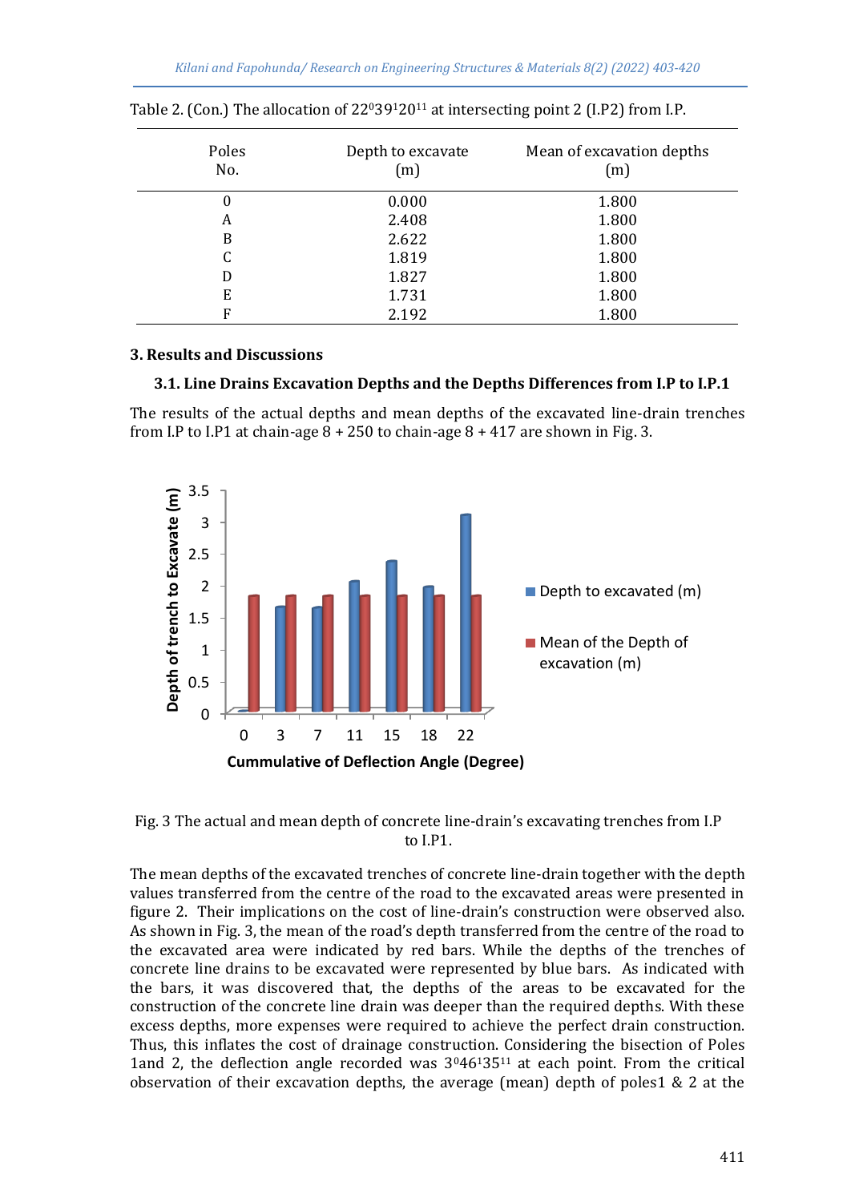Table 2. (Con.) The allocation of $22^0 39^1 20^{11}$ at intersecting point 2 (I.P2) from I.P.

| Poles No. | Depth to excavate (m) | Mean of excavation depths (m) |
|---|---|---|
| 0 | 0.000 | 1.800 |
| A | 2.408 | 1.800 |
| B | 2.622 | 1.800 |
| C | 1.819 | 1.800 |
| D | 1.827 | 1.800 |
| E | 1.731 | 1.800 |
| F | 2.192 | 1.800 |

## 3. Results and Discussions

### 3.1. Line Drains Excavation Depths and the Depths Differences from I.P to I.P.1

The results of the actual depths and mean depths of the excavated line-drain trenches from I.P to I.P1 at chain-age 8 + 250 to chain-age 8 + 417 are shown in Fig. 3.

Fig. 3 The actual and mean depth of concrete line-drain's excavating trenches from I.P to I.P1.

The mean depths of the excavated trenches of concrete line-drain together with the depth values transferred from the centre of the road to the excavated areas were presented in figure 2. Their implications on the cost of line-drain's construction were observed also. As shown in Fig. 3, the mean of the road's depth transferred from the centre of the road to the excavated area were indicated by red bars. While the depths of the trenches of concrete line drains to be excavated were represented by blue bars. As indicated with the bars, it was discovered that, the depths of the areas to be excavated for the construction of the concrete line drain was deeper than the required depths. With these excess depths, more expenses were required to achieve the perfect drain construction. Thus, this inflates the cost of drainage construction. Considering the bisection of Poles 1and 2, the deflection angle recorded was $3^0 46^1 35^{11}$ at each point. From the critical observation of their excavation depths, the average (mean) depth of poles1 & 2 at the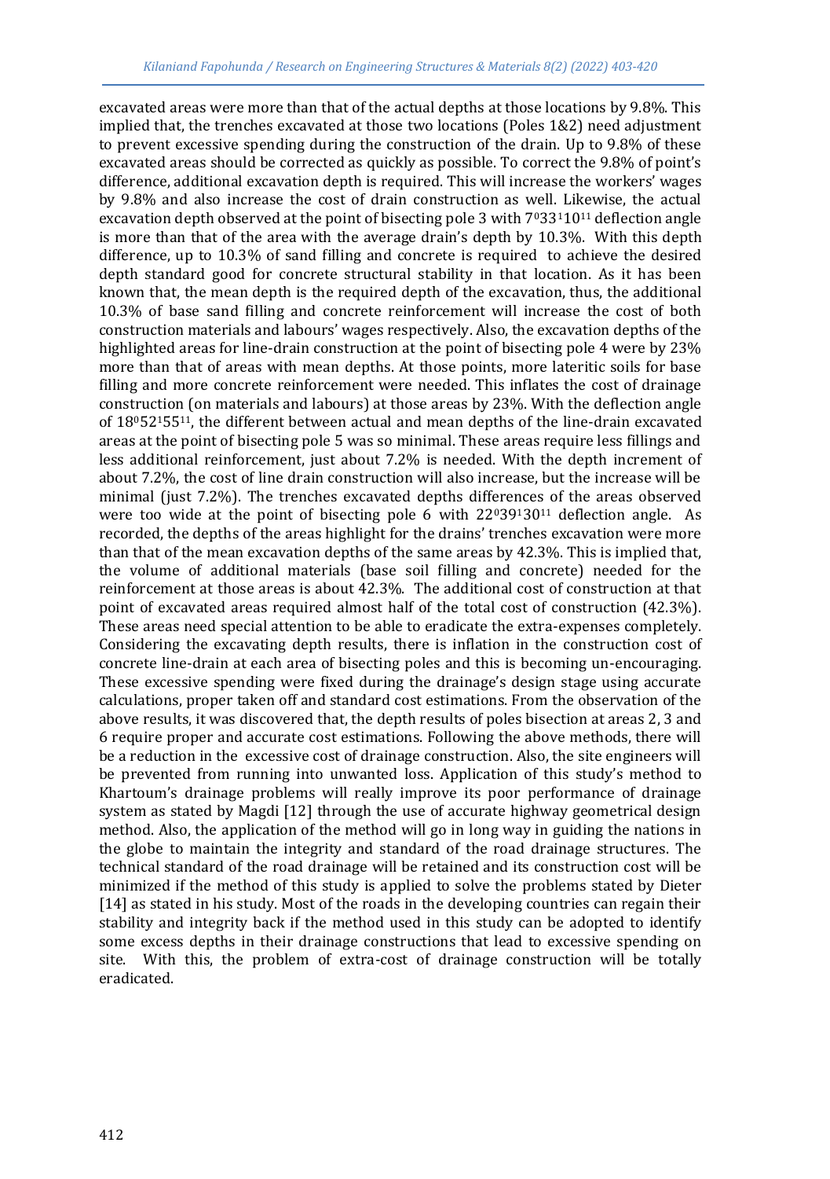excavated areas were more than that of the actual depths at those locations by 9.8%. This implied that, the trenches excavated at those two locations (Poles 1&2) need adjustment to prevent excessive spending during the construction of the drain. Up to 9.8% of these excavated areas should be corrected as quickly as possible. To correct the 9.8% of point's difference, additional excavation depth is required. This will increase the workers' wages by 9.8% and also increase the cost of drain construction as well. Likewise, the actual excavation depth observed at the point of bisecting pole 3 with $7^0 33^1 10^{11}$ deflection angle is more than that of the area with the average drain's depth by 10.3%. With this depth difference, up to 10.3% of sand filling and concrete is required to achieve the desired depth standard good for concrete structural stability in that location. As it has been known that, the mean depth is the required depth of the excavation, thus, the additional 10.3% of base sand filling and concrete reinforcement will increase the cost of both construction materials and labours' wages respectively. Also, the excavation depths of the highlighted areas for line-drain construction at the point of bisecting pole 4 were by 23% more than that of areas with mean depths. At those points, more lateritic soils for base filling and more concrete reinforcement were needed. This inflates the cost of drainage construction (on materials and labours) at those areas by 23%. With the deflection angle of $18^0 52^1 55^{11}$, the different between actual and mean depths of the line-drain excavated areas at the point of bisecting pole 5 was so minimal. These areas require less fillings and less additional reinforcement, just about 7.2% is needed. With the depth increment of about 7.2%, the cost of line drain construction will also increase, but the increase will be minimal (just 7.2%). The trenches excavated depths differences of the areas observed were too wide at the point of bisecting pole 6 with $22^0 39^1 30^{11}$ deflection angle. As recorded, the depths of the areas highlight for the drains' trenches excavation were more than that of the mean excavation depths of the same areas by 42.3%. This is implied that, the volume of additional materials (base soil filling and concrete) needed for the reinforcement at those areas is about 42.3%. The additional cost of construction at that point of excavated areas required almost half of the total cost of construction (42.3%). These areas need special attention to be able to eradicate the extra-expenses completely. Considering the excavating depth results, there is inflation in the construction cost of concrete line-drain at each area of bisecting poles and this is becoming un-encouraging. These excessive spending were fixed during the drainage's design stage using accurate calculations, proper taken off and standard cost estimations. From the observation of the above results, it was discovered that, the depth results of poles bisection at areas 2, 3 and 6 require proper and accurate cost estimations. Following the above methods, there will be a reduction in the excessive cost of drainage construction. Also, the site engineers will be prevented from running into unwanted loss. Application of this study's method to Khartoum's drainage problems will really improve its poor performance of drainage system as stated by Magdi [12] through the use of accurate highway geometrical design method. Also, the application of the method will go in long way in guiding the nations in the globe to maintain the integrity and standard of the road drainage structures. The technical standard of the road drainage will be retained and its construction cost will be minimized if the method of this study is applied to solve the problems stated by Dieter [14] as stated in his study. Most of the roads in the developing countries can regain their stability and integrity back if the method used in this study can be adopted to identify some excess depths in their drainage constructions that lead to excessive spending on site. With this, the problem of extra-cost of drainage construction will be totally eradicated.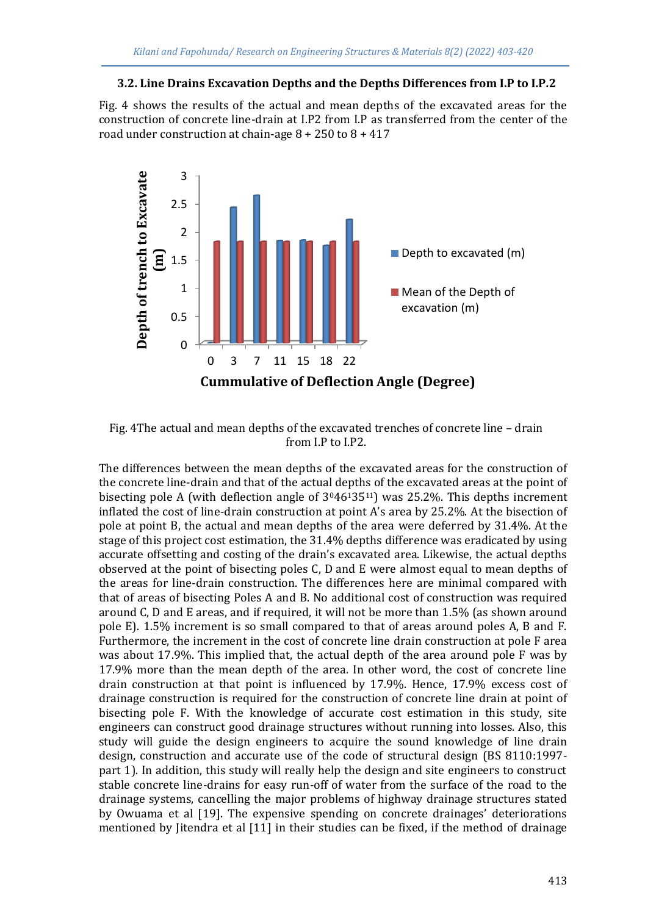### 3.2. Line Drains Excavation Depths and the Depths Differences from I.P to I.P.2

Fig. 4 shows the results of the actual and mean depths of the excavated areas for the construction of concrete line-drain at I.P2 from I.P as transferred from the center of the road under construction at chain-age 8 + 250 to 8 + 417

Fig. 4The actual and mean depths of the excavated trenches of concrete line – drain from I.P to I.P2.

The differences between the mean depths of the excavated areas for the construction of the concrete line-drain and that of the actual depths of the excavated areas at the point of bisecting pole A (with deflection angle of $3^{0}46^{1}35^{11}$) was 25.2%. This depths increment inflated the cost of line-drain construction at point A's area by 25.2%. At the bisection of pole at point B, the actual and mean depths of the area were deferred by 31.4%. At the stage of this project cost estimation, the 31.4% depths difference was eradicated by using accurate offsetting and costing of the drain's excavated area. Likewise, the actual depths observed at the point of bisecting poles C, D and E were almost equal to mean depths of the areas for line-drain construction. The differences here are minimal compared with that of areas of bisecting Poles A and B. No additional cost of construction was required around C, D and E areas, and if required, it will not be more than 1.5% (as shown around pole E). 1.5% increment is so small compared to that of areas around poles A, B and F. Furthermore, the increment in the cost of concrete line drain construction at pole F area was about 17.9%. This implied that, the actual depth of the area around pole F was by 17.9% more than the mean depth of the area. In other word, the cost of concrete line drain construction at that point is influenced by 17.9%. Hence, 17.9% excess cost of drainage construction is required for the construction of concrete line drain at point of bisecting pole F. With the knowledge of accurate cost estimation in this study, site engineers can construct good drainage structures without running into losses. Also, this study will guide the design engineers to acquire the sound knowledge of line drain design, construction and accurate use of the code of structural design (BS 8110:1997-part 1). In addition, this study will really help the design and site engineers to construct stable concrete line-drains for easy run-off of water from the surface of the road to the drainage systems, cancelling the major problems of highway drainage structures stated by Owuama et al [19]. The expensive spending on concrete drainages' deteriorations mentioned by Jitendra et al [11] in their studies can be fixed, if the method of drainage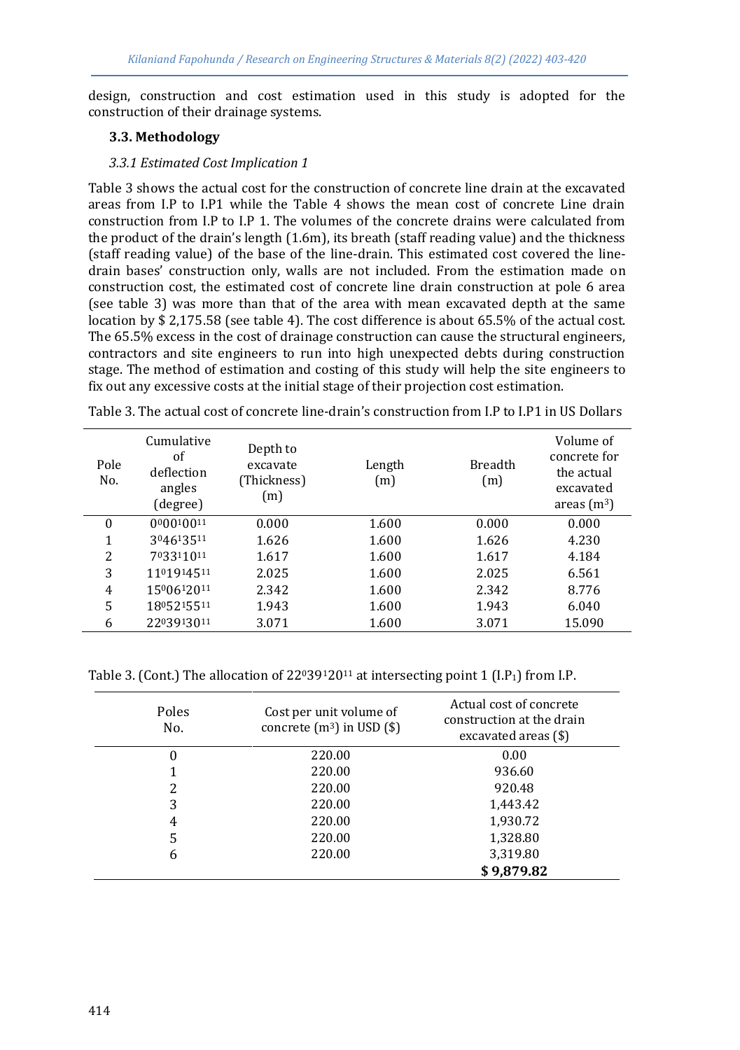design, construction and cost estimation used in this study is adopted for the construction of their drainage systems.

### 3.3. Methodology

#### *3.3.1 Estimated Cost Implication 1*

Table 3 shows the actual cost for the construction of concrete line drain at the excavated areas from I.P to I.P1 while the Table 4 shows the mean cost of concrete Line drain construction from I.P to I.P 1. The volumes of the concrete drains were calculated from the product of the drain's length (1.6m), its breath (staff reading value) and the thickness (staff reading value) of the base of the line-drain. This estimated cost covered the line-drain bases' construction only, walls are not included. From the estimation made on construction cost, the estimated cost of concrete line drain construction at pole 6 area (see table 3) was more than that of the area with mean excavated depth at the same location by $ 2,175.58 (see table 4). The cost difference is about 65.5% of the actual cost. The 65.5% excess in the cost of drainage construction can cause the structural engineers, contractors and site engineers to run into high unexpected debts during construction stage. The method of estimation and costing of this study will help the site engineers to fix out any excessive costs at the initial stage of their projection cost estimation.

Table 3. The actual cost of concrete line-drain's construction from I.P to I.P1 in US Dollars

| Pole No. | Cumulative of deflection angles (degree) | Depth to excavate (Thickness) (m) | Length (m) | Breadth (m) | Volume of concrete for the actual excavated areas ($m^3$) |
|---|---|---|---|---|---|
| 0 | $0^0 00^1 00^{11}$ | 0.000 | 1.600 | 0.000 | 0.000 |
| 1 | $3^0 46^1 35^{11}$ | 1.626 | 1.600 | 1.626 | 4.230 |
| 2 | $7^0 33^1 10^{11}$ | 1.617 | 1.600 | 1.617 | 4.184 |
| 3 | $11^0 19^1 45^{11}$ | 2.025 | 1.600 | 2.025 | 6.561 |
| 4 | $15^0 06^1 20^{11}$ | 2.342 | 1.600 | 2.342 | 8.776 |
| 5 | $18^0 52^1 55^{11}$ | 1.943 | 1.600 | 1.943 | 6.040 |
| 6 | $22^0 39^1 30^{11}$ | 3.071 | 1.600 | 3.071 | 15.090 |

Table 3. (Cont.) The allocation of $22^0 39^1 20^{11}$ at intersecting point 1 ($I.P_1$) from I.P.

| Poles No. | Cost per unit volume of concrete ($m^3$) in USD ($) | Actual cost of concrete construction at the drain excavated areas ($) |
|---|---|---|
| 0 | 220.00 | 0.00 |
| 1 | 220.00 | 936.60 |
| 2 | 220.00 | 920.48 |
| 3 | 220.00 | 1,443.42 |
| 4 | 220.00 | 1,930.72 |
| 5 | 220.00 | 1,328.80 |
| 6 | 220.00 | 3,319.80 |
| | | **$ 9,879.82** |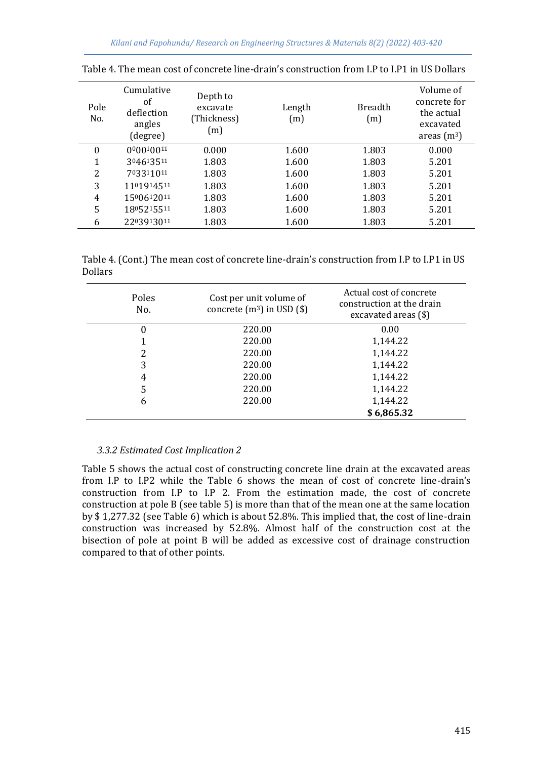Table 4. The mean cost of concrete line-drain's construction from I.P to I.P1 in US Dollars

| Pole No. | Cumulative of deflection angles (degree) | Depth to excavate (Thickness) (m) | Length (m) | Breadth (m) | Volume of concrete for the actual excavated areas (m³) |
|---|---|---|---|---|---|
| 0 | $0^0 00^1 00^{11}$ | 0.000 | 1.600 | 1.803 | 0.000 |
| 1 | $3^0 46^1 35^{11}$ | 1.803 | 1.600 | 1.803 | 5.201 |
| 2 | $7^0 33^1 10^{11}$ | 1.803 | 1.600 | 1.803 | 5.201 |
| 3 | $11^0 19^1 45^{11}$ | 1.803 | 1.600 | 1.803 | 5.201 |
| 4 | $15^0 06^1 20^{11}$ | 1.803 | 1.600 | 1.803 | 5.201 |
| 5 | $18^0 52^1 55^{11}$ | 1.803 | 1.600 | 1.803 | 5.201 |
| 6 | $22^0 39^1 30^{11}$ | 1.803 | 1.600 | 1.803 | 5.201 |

Table 4. (Cont.) The mean cost of concrete line-drain's construction from I.P to I.P1 in US Dollars

| Poles No. | Cost per unit volume of concrete (m³) in USD ($) | Actual cost of concrete construction at the drain excavated areas ($) |
|---|---|---|
| 0 | 220.00 | 0.00 |
| 1 | 220.00 | 1,144.22 |
| 2 | 220.00 | 1,144.22 |
| 3 | 220.00 | 1,144.22 |
| 4 | 220.00 | 1,144.22 |
| 5 | 220.00 | 1,144.22 |
| 6 | 220.00 | 1,144.22 |
| | | **$ 6,865.32** |

### *3.3.2 Estimated Cost Implication 2*

Table 5 shows the actual cost of constructing concrete line drain at the excavated areas from I.P to I.P2 while the Table 6 shows the mean of cost of concrete line-drain's construction from I.P to I.P 2. From the estimation made, the cost of concrete construction at pole B (see table 5) is more than that of the mean one at the same location by $ 1,277.32 (see Table 6) which is about 52.8%. This implied that, the cost of line-drain construction was increased by 52.8%. Almost half of the construction cost at the bisection of pole at point B will be added as excessive cost of drainage construction compared to that of other points.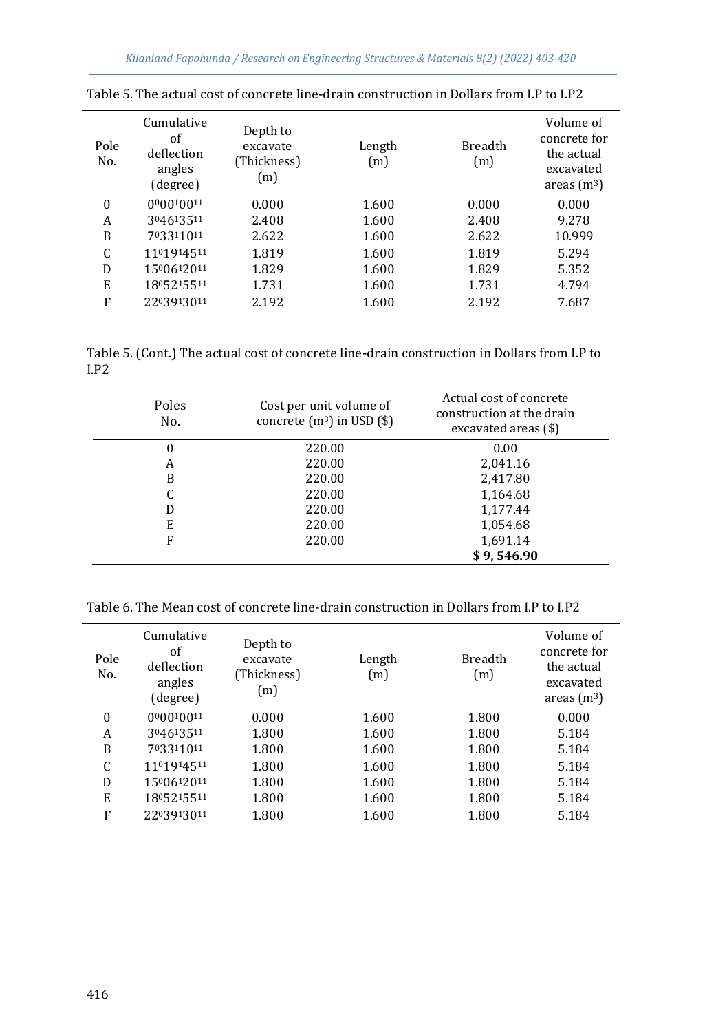Table 5. The actual cost of concrete line-drain construction in Dollars from I.P to I.P2

| Pole No. | Cumulative of deflection angles (degree) | Depth to excavate (Thickness) (m) | Length (m) | Breadth (m) | Volume of concrete for the actual excavated areas ($m^3$) |
|---|---|---|---|---|---|
| 0 | $0^0 00^1 00^{11}$ | 0.000 | 1.600 | 0.000 | 0.000 |
| A | $3^0 46^1 35^{11}$ | 2.408 | 1.600 | 2.408 | 9.278 |
| B | $7^0 33^1 10^{11}$ | 2.622 | 1.600 | 2.622 | 10.999 |
| C | $11^0 19^1 45^{11}$ | 1.819 | 1.600 | 1.819 | 5.294 |
| D | $15^0 06^1 20^{11}$ | 1.829 | 1.600 | 1.829 | 5.352 |
| E | $18^0 52^1 55^{11}$ | 1.731 | 1.600 | 1.731 | 4.794 |
| F | $22^0 39^1 30^{11}$ | 2.192 | 1.600 | 2.192 | 7.687 |

Table 5. (Cont.) The actual cost of concrete line-drain construction in Dollars from I.P to I.P2

| Poles No. | Cost per unit volume of concrete ($m^3$) in USD ($) | Actual cost of concrete construction at the drain excavated areas ($) |
|---|---|---|
| 0 | 220.00 | 0.00 |
| A | 220.00 | 2,041.16 |
| B | 220.00 | 2,417.80 |
| C | 220.00 | 1,164.68 |
| D | 220.00 | 1,177.44 |
| E | 220.00 | 1,054.68 |
| F | 220.00 | 1,691.14 |
| | | **$ 9, 546.90** |

Table 6. The Mean cost of concrete line-drain construction in Dollars from I.P to I.P2

| Pole No. | Cumulative of deflection angles (degree) | Depth to excavate (Thickness) (m) | Length (m) | Breadth (m) | Volume of concrete for the actual excavated areas ($m^3$) |
|---|---|---|---|---|---|
| 0 | $0^0 00^1 00^{11}$ | 0.000 | 1.600 | 1.800 | 0.000 |
| A | $3^0 46^1 35^{11}$ | 1.800 | 1.600 | 1.800 | 5.184 |
| B | $7^0 33^1 10^{11}$ | 1.800 | 1.600 | 1.800 | 5.184 |
| C | $11^0 19^1 45^{11}$ | 1.800 | 1.600 | 1.800 | 5.184 |
| D | $15^0 06^1 20^{11}$ | 1.800 | 1.600 | 1.800 | 5.184 |
| E | $18^0 52^1 55^{11}$ | 1.800 | 1.600 | 1.800 | 5.184 |
| F | $22^0 39^1 30^{11}$ | 1.800 | 1.600 | 1.800 | 5.184 |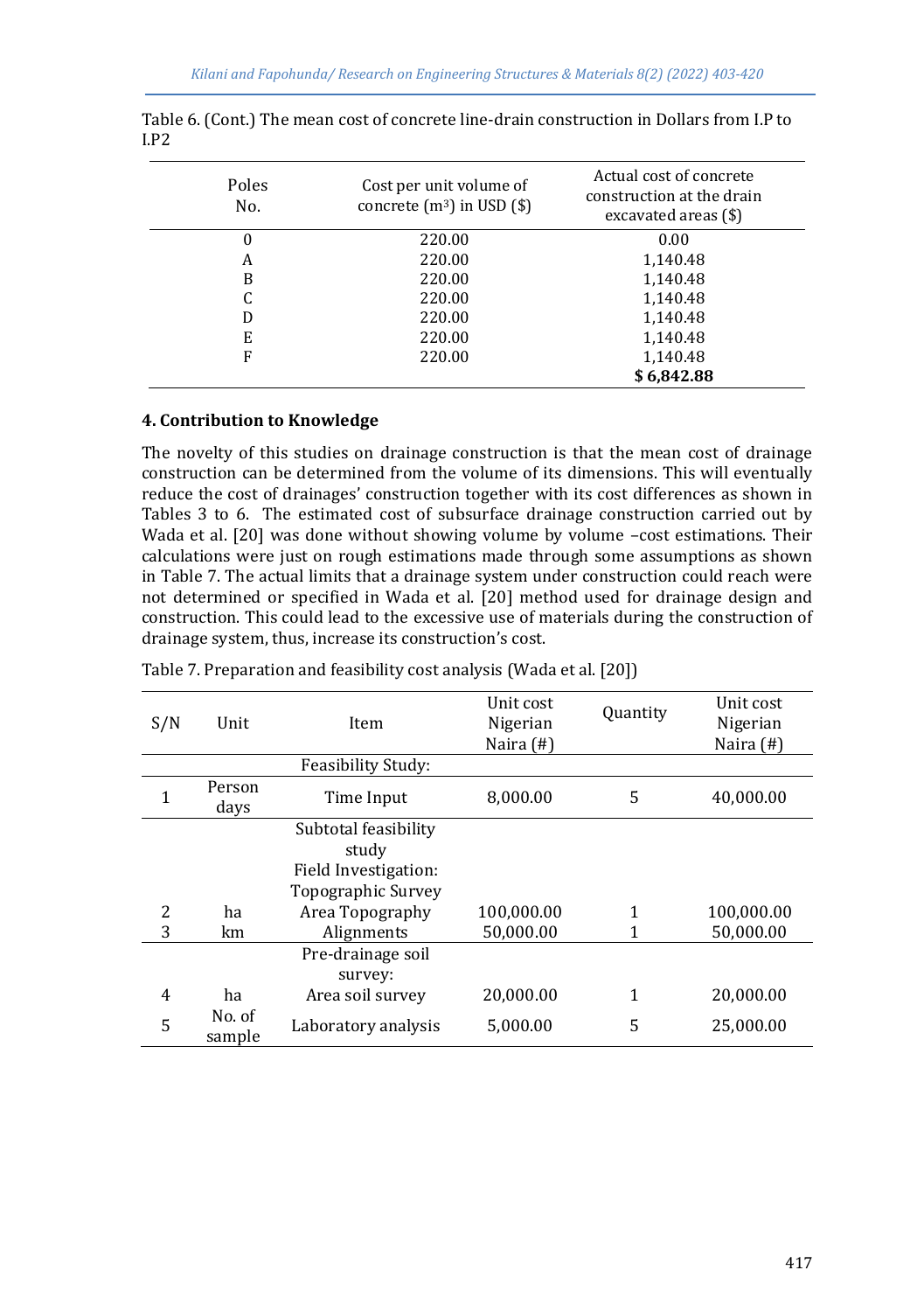Table 6. (Cont.) The mean cost of concrete line-drain construction in Dollars from I.P to I.P2

| Poles No. | Cost per unit volume of concrete ($m^3$) in USD ($) | Actual cost of concrete construction at the drain excavated areas ($) |
|---|---|---|
| 0 | 220.00 | 0.00 |
| A | 220.00 | 1,140.48 |
| B | 220.00 | 1,140.48 |
| C | 220.00 | 1,140.48 |
| D | 220.00 | 1,140.48 |
| E | 220.00 | 1,140.48 |
| F | 220.00 | 1,140.48 |
| | | **$ 6,842.88** |

## 4. Contribution to Knowledge

The novelty of this studies on drainage construction is that the mean cost of drainage construction can be determined from the volume of its dimensions. This will eventually reduce the cost of drainages' construction together with its cost differences as shown in Tables 3 to 6. The estimated cost of subsurface drainage construction carried out by Wada et al. [20] was done without showing volume by volume –cost estimations. Their calculations were just on rough estimations made through some assumptions as shown in Table 7. The actual limits that a drainage system under construction could reach were not determined or specified in Wada et al. [20] method used for drainage design and construction. This could lead to the excessive use of materials during the construction of drainage system, thus, increase its construction's cost.

Table 7. Preparation and feasibility cost analysis (Wada et al. [20])

| S/N | Unit | Item | Unit cost Nigerian Naira (#) | Quantity | Unit cost Nigerian Naira (#) |
|---|---|---|---|---|---|
| | | Feasibility Study: | | | |
| 1 | Person days | Time Input | 8,000.00 | 5 | 40,000.00 |
| | | Subtotal feasibility study | | | |
| | | Field Investigation: | | | |
| | | Topographic Survey | | | |
| 2 | ha | Area Topography | 100,000.00 | 1 | 100,000.00 |
| 3 | km | Alignments | 50,000.00 | 1 | 50,000.00 |
| | | Pre-drainage soil survey: | | | |
| 4 | ha | Area soil survey | 20,000.00 | 1 | 20,000.00 |
| 5 | No. of sample | Laboratory analysis | 5,000.00 | 5 | 25,000.00 |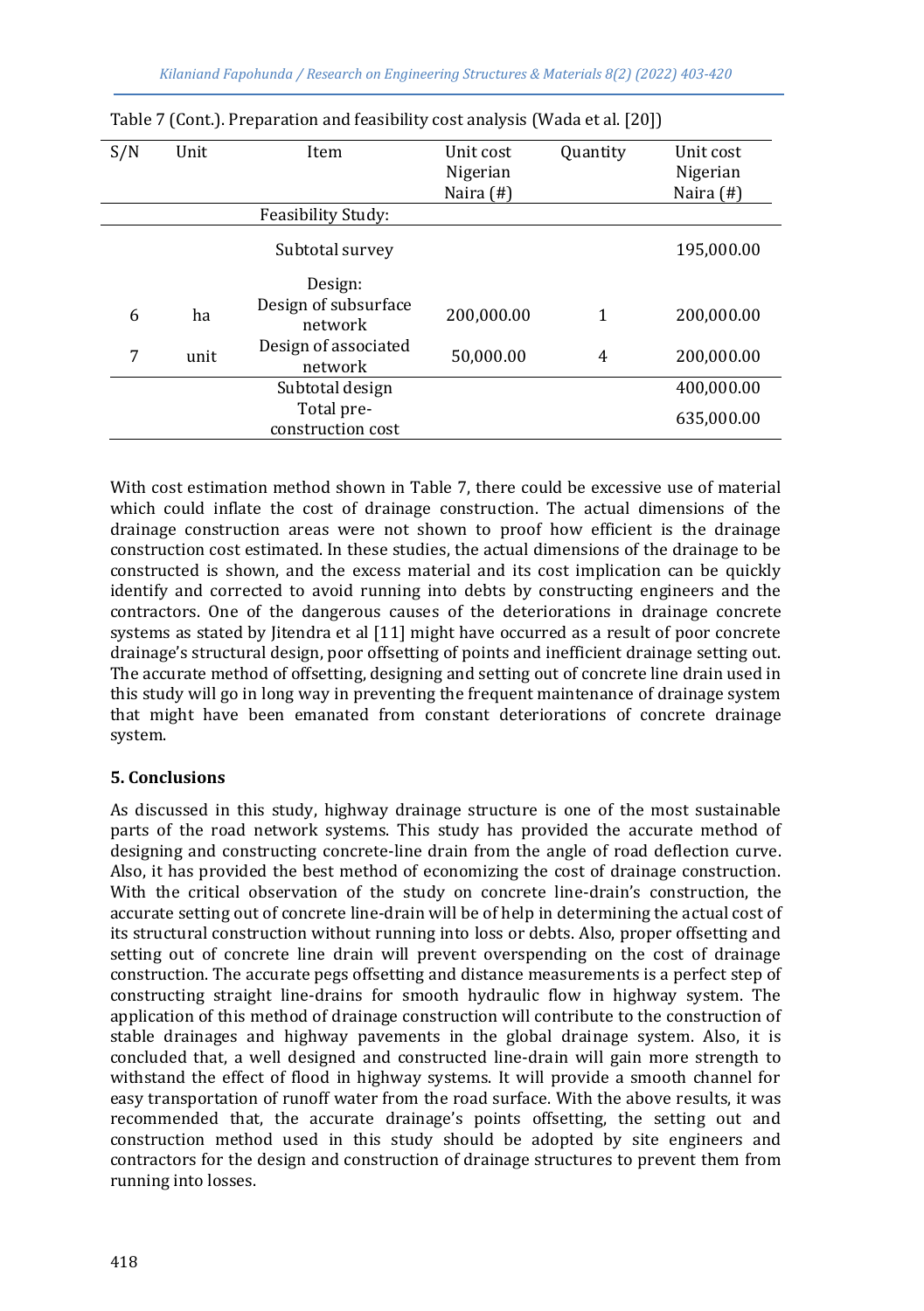Table 7 (Cont.). Preparation and feasibility cost analysis (Wada et al. [20])

| S/N | Unit | Item | Unit cost Nigerian Naira (#) | Quantity | Unit cost Nigerian Naira (#) |
|---|---|---|---|---|---|
| | | Feasibility Study: | | | |
| | | Subtotal survey | | | 195,000.00 |
| | | Design: | | | |
| 6 | ha | Design of subsurface network | 200,000.00 | 1 | 200,000.00 |
| 7 | unit | Design of associated network | 50,000.00 | 4 | 200,000.00 |
| | | Subtotal design | | | 400,000.00 |
| | | Total pre-construction cost | | | 635,000.00 |

With cost estimation method shown in Table 7, there could be excessive use of material which could inflate the cost of drainage construction. The actual dimensions of the drainage construction areas were not shown to proof how efficient is the drainage construction cost estimated. In these studies, the actual dimensions of the drainage to be constructed is shown, and the excess material and its cost implication can be quickly identify and corrected to avoid running into debts by constructing engineers and the contractors. One of the dangerous causes of the deteriorations in drainage concrete systems as stated by Jitendra et al [11] might have occurred as a result of poor concrete drainage's structural design, poor offsetting of points and inefficient drainage setting out. The accurate method of offsetting, designing and setting out of concrete line drain used in this study will go in long way in preventing the frequent maintenance of drainage system that might have been emanated from constant deteriorations of concrete drainage system.

## 5. Conclusions

As discussed in this study, highway drainage structure is one of the most sustainable parts of the road network systems. This study has provided the accurate method of designing and constructing concrete-line drain from the angle of road deflection curve. Also, it has provided the best method of economizing the cost of drainage construction. With the critical observation of the study on concrete line-drain's construction, the accurate setting out of concrete line-drain will be of help in determining the actual cost of its structural construction without running into loss or debts. Also, proper offsetting and setting out of concrete line drain will prevent overspending on the cost of drainage construction. The accurate pegs offsetting and distance measurements is a perfect step of constructing straight line-drains for smooth hydraulic flow in highway system. The application of this method of drainage construction will contribute to the construction of stable drainages and highway pavements in the global drainage system. Also, it is concluded that, a well designed and constructed line-drain will gain more strength to withstand the effect of flood in highway systems. It will provide a smooth channel for easy transportation of runoff water from the road surface. With the above results, it was recommended that, the accurate drainage's points offsetting, the setting out and construction method used in this study should be adopted by site engineers and contractors for the design and construction of drainage structures to prevent them from running into losses.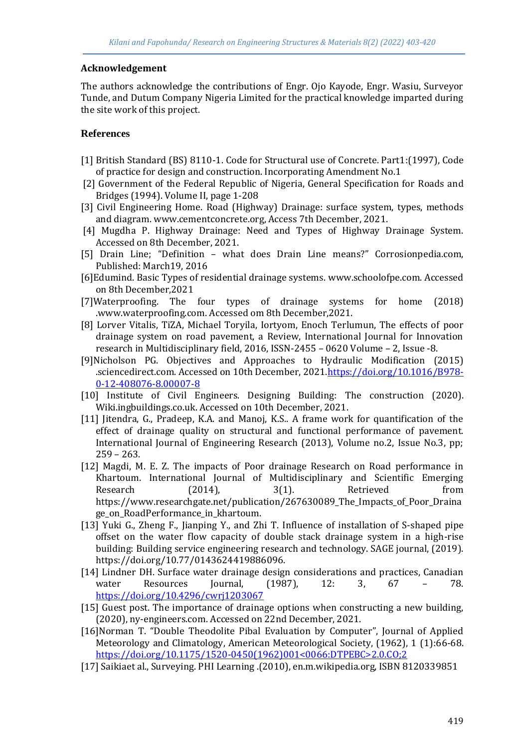## Acknowledgement

The authors acknowledge the contributions of Engr. Ojo Kayode, Engr. Wasiu, Surveyor Tunde, and Dutum Company Nigeria Limited for the practical knowledge imparted during the site work of this project.

## References

[1] British Standard (BS) 8110-1. Code for Structural use of Concrete. Part1:(1997), Code of practice for design and construction. Incorporating Amendment No.1

[2] Government of the Federal Republic of Nigeria, General Specification for Roads and Bridges (1994). Volume II, page 1-208

[3] Civil Engineering Home. Road (Highway) Drainage: surface system, types, methods and diagram. www.cementconcrete.org, Access 7th December, 2021.

[4] Mugdha P. Highway Drainage: Need and Types of Highway Drainage System. Accessed on 8th December, 2021.

[5] Drain Line; "Definition – what does Drain Line means?" Corrosionpedia.com, Published: March19, 2016

[6]Edumind. Basic Types of residential drainage systems. www.schoolofpe.com. Accessed on 8th December,2021

[7]Waterproofing. The four types of drainage systems for home (2018) .www.waterproofing.com. Accessed om 8th December,2021.

[8] Lorver Vitalis, TiZA, Michael Toryila, Iortyom, Enoch Terlumun, The effects of poor drainage system on road pavement, a Review, International Journal for Innovation research in Multidisciplinary field, 2016, ISSN-2455 – 0620 Volume – 2, Issue -8.

[9]Nicholson PG. Objectives and Approaches to Hydraulic Modification (2015) .sciencedirect.com. Accessed on 10th December, 2021.https://doi.org/10.1016/B978-0-12-408076-8.00007-8

[10] Institute of Civil Engineers. Designing Building: The construction (2020). Wiki.ingbuildings.co.uk. Accessed on 10th December, 2021.

[11] Jitendra, G., Pradeep, K.A. and Manoj, K.S.. A frame work for quantification of the effect of drainage quality on structural and functional performance of pavement. International Journal of Engineering Research (2013), Volume no.2, Issue No.3, pp; 259 – 263.

[12] Magdi, M. E. Z. The impacts of Poor drainage Research on Road performance in Khartoum. International Journal of Multidisciplinary and Scientific Emerging Research (2014), 3(1). Retrieved from https://www.researchgate.net/publication/267630089_The_Impacts_of_Poor_Drainage_on_RoadPerformance_in_khartoum.

[13] Yuki G., Zheng F., Jianping Y., and Zhi T. Influence of installation of S-shaped pipe offset on the water flow capacity of double stack drainage system in a high-rise building: Building service engineering research and technology. SAGE journal, (2019). https://doi.org/10.77/0143624419886096.

[14] Lindner DH. Surface water drainage design considerations and practices, Canadian water Resources Journal, (1987), 12: 3, 67 – 78. https://doi.org/10.4296/cwrj1203067

[15] Guest post. The importance of drainage options when constructing a new building, (2020), ny-engineers.com. Accessed on 22nd December, 2021.

[16]Norman T. "Double Theodolite Pibal Evaluation by Computer", Journal of Applied Meteorology and Climatology, American Meteorological Society, (1962), 1 (1):66-68. https://doi.org/10.1175/1520-0450(1962)001<0066:DTPEBC>2.0.CO;2

[17] Saikiaet al., Surveying. PHI Learning .(2010), en.m.wikipedia.org, ISBN 8120339851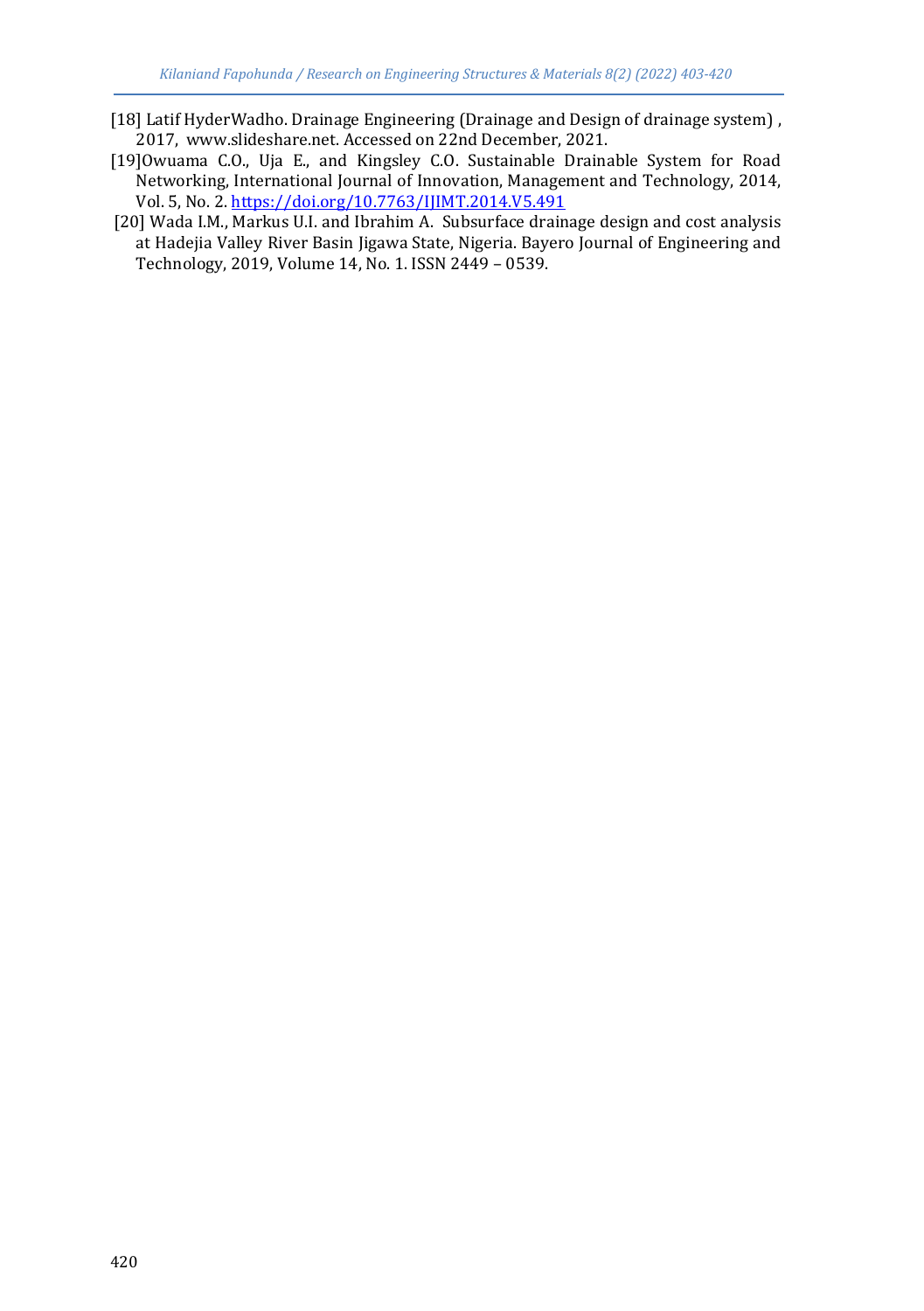[18] Latif HyderWadho. Drainage Engineering (Drainage and Design of drainage system) , 2017, www.slideshare.net. Accessed on 22nd December, 2021.

[19]Owuama C.O., Uja E., and Kingsley C.O. Sustainable Drainable System for Road Networking, International Journal of Innovation, Management and Technology, 2014, Vol. 5, No. 2. https://doi.org/10.7763/IJIMT.2014.V5.491

[20] Wada I.M., Markus U.I. and Ibrahim A. Subsurface drainage design and cost analysis at Hadejia Valley River Basin Jigawa State, Nigeria. Bayero Journal of Engineering and Technology, 2019, Volume 14, No. 1. ISSN 2449 – 0539.